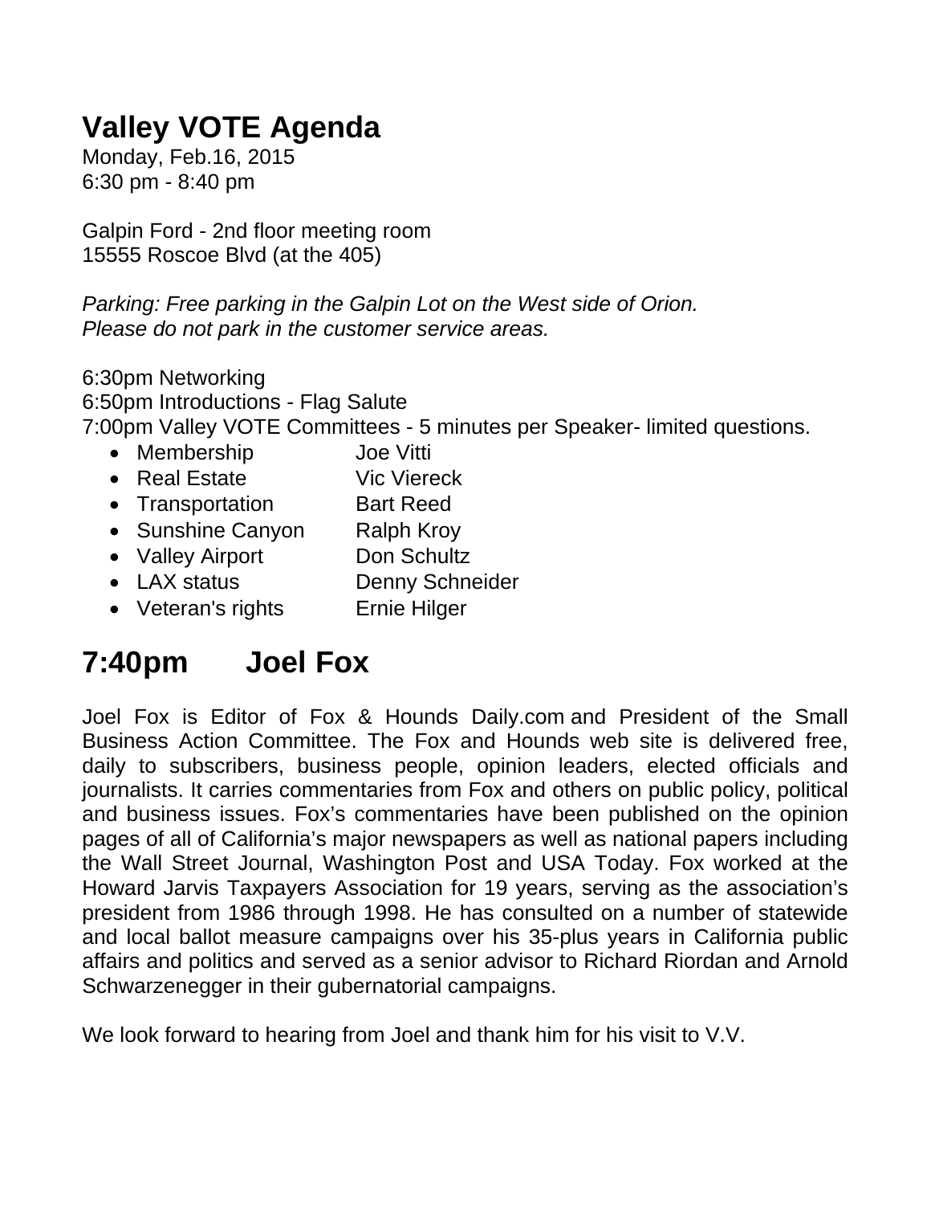# Valley VOTE Agenda

Monday, Feb.16, 2015
6:30 pm - 8:40 pm

Galpin Ford - 2nd floor meeting room
15555 Roscoe Blvd (at the 405)

*Parking: Free parking in the Galpin Lot on the West side of Orion.*
*Please do not park in the customer service areas.*

6:30pm Networking
6:50pm Introductions - Flag Salute
7:00pm Valley VOTE Committees - 5 minutes per Speaker- limited questions.

- Membership Joe Vitti
- Real Estate Vic Viereck
- Transportation Bart Reed
- Sunshine Canyon Ralph Kroy
- Valley Airport Don Schultz
- LAX status Denny Schneider
- Veteran's rights Ernie Hilger

# 7:40pm Joel Fox

Joel Fox is Editor of Fox & Hounds Daily.com and President of the Small Business Action Committee. The Fox and Hounds web site is delivered free, daily to subscribers, business people, opinion leaders, elected officials and journalists. It carries commentaries from Fox and others on public policy, political and business issues. Fox's commentaries have been published on the opinion pages of all of California's major newspapers as well as national papers including the Wall Street Journal, Washington Post and USA Today. Fox worked at the Howard Jarvis Taxpayers Association for 19 years, serving as the association's president from 1986 through 1998. He has consulted on a number of statewide and local ballot measure campaigns over his 35-plus years in California public affairs and politics and served as a senior advisor to Richard Riordan and Arnold Schwarzenegger in their gubernatorial campaigns.

We look forward to hearing from Joel and thank him for his visit to V.V.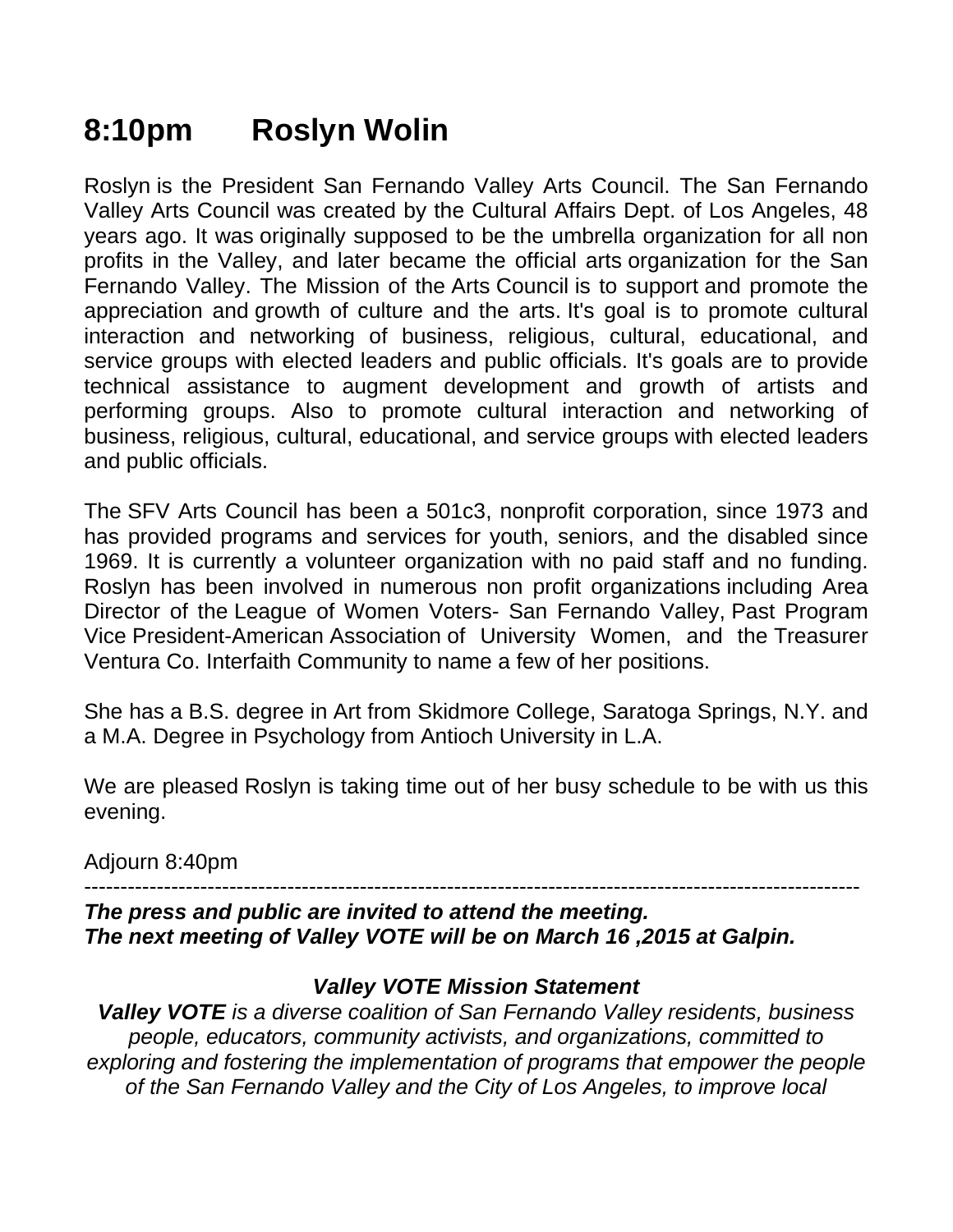## 8:10pm Roslyn Wolin

Roslyn is the President San Fernando Valley Arts Council. The San Fernando Valley Arts Council was created by the Cultural Affairs Dept. of Los Angeles, 48 years ago. It was originally supposed to be the umbrella organization for all non profits in the Valley, and later became the official arts organization for the San Fernando Valley. The Mission of the Arts Council is to support and promote the appreciation and growth of culture and the arts. It's goal is to promote cultural interaction and networking of business, religious, cultural, educational, and service groups with elected leaders and public officials. It's goals are to provide technical assistance to augment development and growth of artists and performing groups. Also to promote cultural interaction and networking of business, religious, cultural, educational, and service groups with elected leaders and public officials.

The SFV Arts Council has been a 501c3, nonprofit corporation, since 1973 and has provided programs and services for youth, seniors, and the disabled since 1969. It is currently a volunteer organization with no paid staff and no funding. Roslyn has been involved in numerous non profit organizations including Area Director of the League of Women Voters- San Fernando Valley, Past Program Vice President-American Association of University Women, and the Treasurer Ventura Co. Interfaith Community to name a few of her positions.

She has a B.S. degree in Art from Skidmore College, Saratoga Springs, N.Y. and a M.A. Degree in Psychology from Antioch University in L.A.

We are pleased Roslyn is taking time out of her busy schedule to be with us this evening.

Adjourn 8:40pm

---

***The press and public are invited to attend the meeting.***
***The next meeting of Valley VOTE will be on March 16 ,2015 at Galpin.***

***Valley VOTE Mission Statement***

***Valley VOTE*** *is a diverse coalition of San Fernando Valley residents, business people, educators, community activists, and organizations, committed to exploring and fostering the implementation of programs that empower the people of the San Fernando Valley and the City of Los Angeles, to improve local*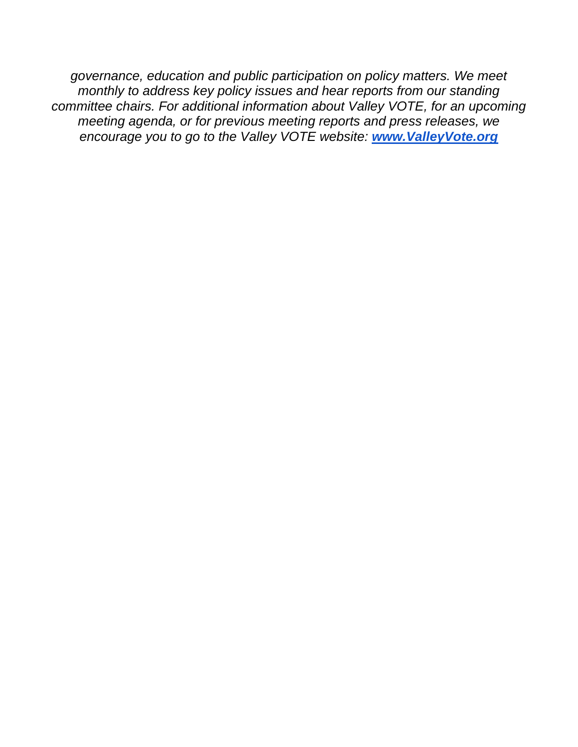*governance, education and public participation on policy matters. We meet monthly to address key policy issues and hear reports from our standing committee chairs. For additional information about Valley VOTE, for an upcoming meeting agenda, or for previous meeting reports and press releases, we encourage you to go to the Valley VOTE website:* ***[www.ValleyVote.org](http://www.ValleyVote.org)***